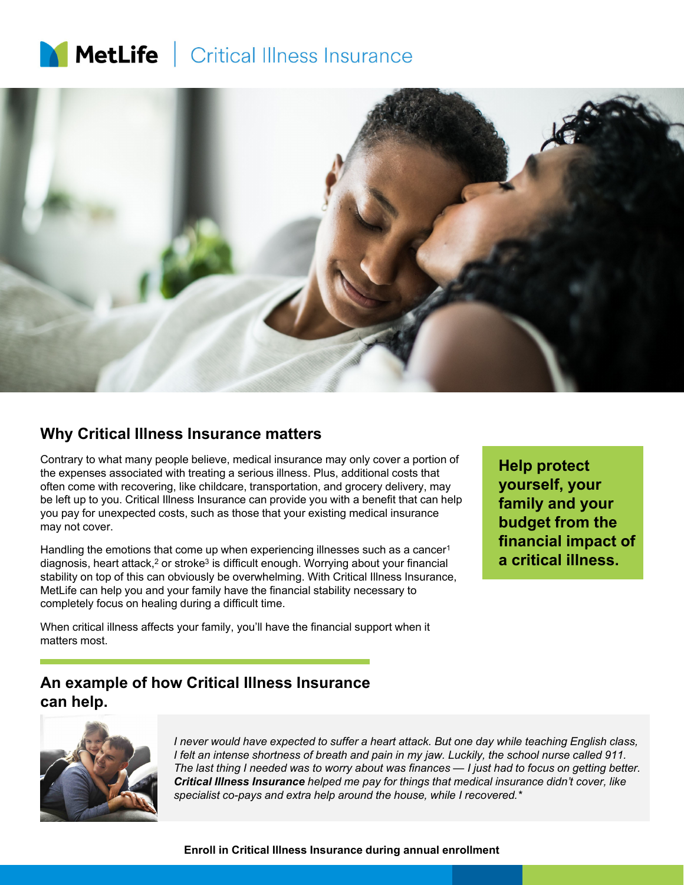# MetLife | Critical Illness Insurance

## Why Critical Illness Insurance matters

Contrary to what many people believe, medical insurance may only cover a portion of the expenses associated with treating a serious illness. Plus, additional costs that often come with recovering, like childcare, transportation, and grocery delivery, may be left up to you. Critical Illness Insurance can provide you with a benefit that can help you pay for unexpected costs, such as those that your existing medical insurance may not cover.

Handling the emotions that come up when experiencing illnesses such as a cancer[1] diagnosis, heart attack,[2] or stroke[3] is difficult enough. Worrying about your financial stability on top of this can obviously be overwhelming. With Critical Illness Insurance, MetLife can help you and your family have the financial stability necessary to completely focus on healing during a difficult time.

When critical illness affects your family, you'll have the financial support when it matters most.

**Help protect yourself, your family and your budget from the financial impact of a critical illness.**

## An example of how Critical Illness Insurance can help.

*I never would have expected to suffer a heart attack. But one day while teaching English class, I felt an intense shortness of breath and pain in my jaw. Luckily, the school nurse called 911. The last thing I needed was to worry about was finances — I just had to focus on getting better.* ***Critical Illness Insurance*** *helped me pay for things that medical insurance didn't cover, like specialist co-pays and extra help around the house, while I recovered.\**

**Enroll in Critical Illness Insurance during annual enrollment**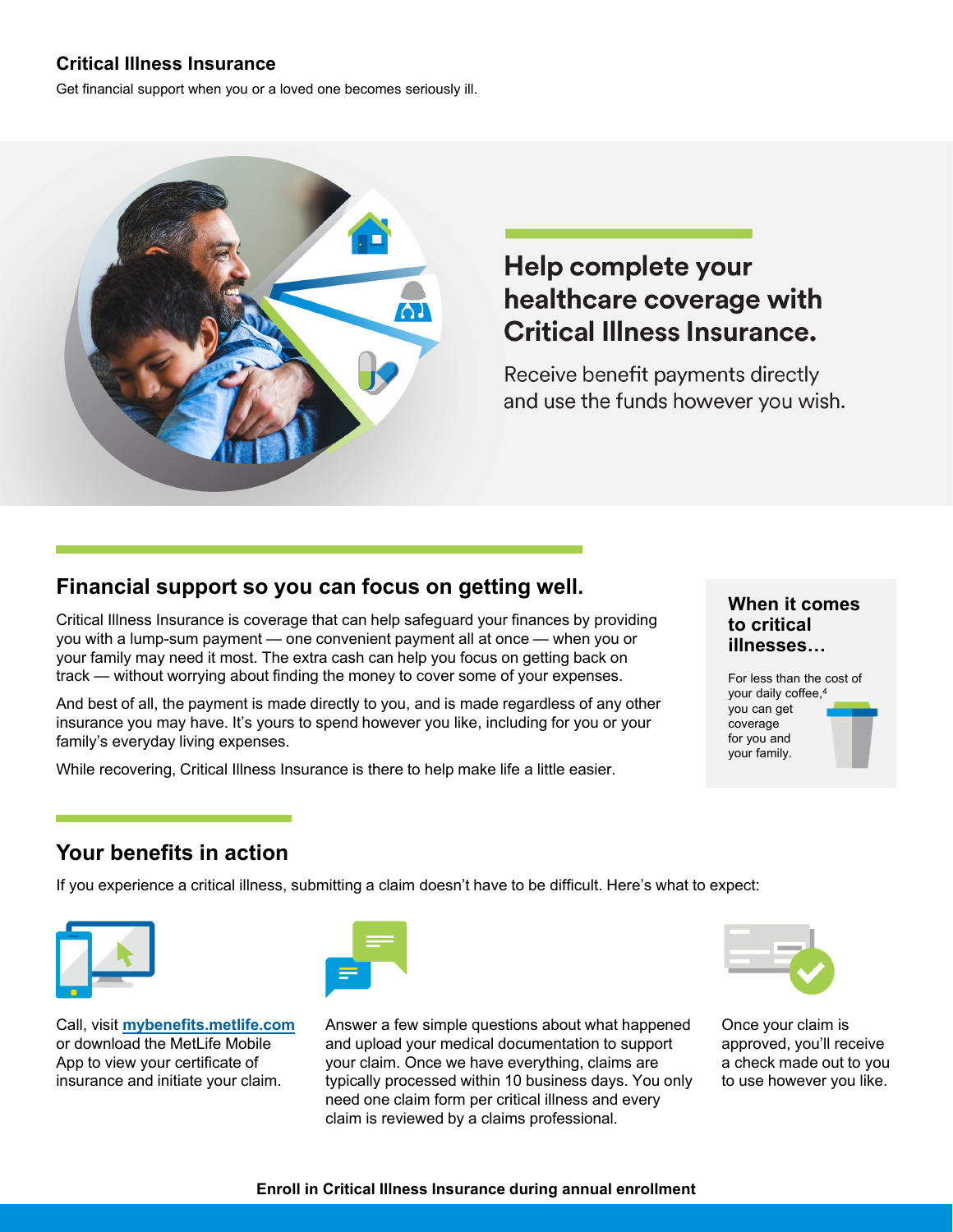## Critical Illness Insurance

Get financial support when you or a loved one becomes seriously ill.

# Help complete your healthcare coverage with Critical Illness Insurance.

Receive benefit payments directly and use the funds however you wish.

## Financial support so you can focus on getting well.

Critical Illness Insurance is coverage that can help safeguard your finances by providing you with a lump-sum payment — one convenient payment all at once — when you or your family may need it most. The extra cash can help you focus on getting back on track — without worrying about finding the money to cover some of your expenses.

And best of all, the payment is made directly to you, and is made regardless of any other insurance you may have. It's yours to spend however you like, including for you or your family's everyday living expenses.

While recovering, Critical Illness Insurance is there to help make life a little easier.

### When it comes to critical illnesses…

For less than the cost of your daily coffee,[4] you can get coverage for you and your family.

## Your benefits in action

If you experience a critical illness, submitting a claim doesn't have to be difficult. Here's what to expect:

Call, visit **mybenefits.metlife.com** or download the MetLife Mobile App to view your certificate of insurance and initiate your claim.

Answer a few simple questions about what happened and upload your medical documentation to support your claim. Once we have everything, claims are typically processed within 10 business days. You only need one claim form per critical illness and every claim is reviewed by a claims professional.

Once your claim is approved, you'll receive a check made out to you to use however you like.

**Enroll in Critical Illness Insurance during annual enrollment**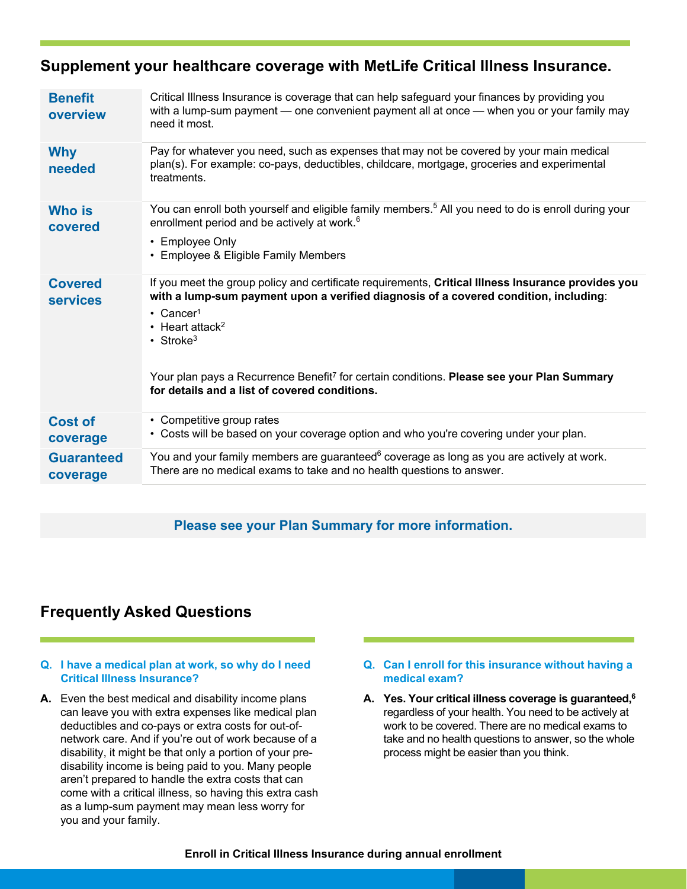## Supplement your healthcare coverage with MetLife Critical Illness Insurance.

| | |
|---|---|
| **Benefit overview** | Critical Illness Insurance is coverage that can help safeguard your finances by providing you with a lump-sum payment — one convenient payment all at once — when you or your family may need it most. |
| **Why needed** | Pay for whatever you need, such as expenses that may not be covered by your main medical plan(s). For example: co-pays, deductibles, childcare, mortgage, groceries and experimental treatments. |
| **Who is covered** | You can enroll both yourself and eligible family members.[5] All you need to do is enroll during your enrollment period and be actively at work.[6]<br>• Employee Only<br>• Employee & Eligible Family Members |
| **Covered services** | If you meet the group policy and certificate requirements, **Critical Illness Insurance provides you with a lump-sum payment upon a verified diagnosis of a covered condition, including**:<br>• Cancer[1]<br>• Heart attack[2]<br>• Stroke[3]<br><br>Your plan pays a Recurrence Benefit[7] for certain conditions. **Please see your Plan Summary for details and a list of covered conditions.** |
| **Cost of coverage** | • Competitive group rates<br>• Costs will be based on your coverage option and who you're covering under your plan. |
| **Guaranteed coverage** | You and your family members are guaranteed[6] coverage as long as you are actively at work. There are no medical exams to take and no health questions to answer. |

**Please see your Plan Summary for more information.**

## Frequently Asked Questions

**Q. I have a medical plan at work, so why do I need Critical Illness Insurance?**

**A.** Even the best medical and disability income plans can leave you with extra expenses like medical plan deductibles and co-pays or extra costs for out-of-network care. And if you're out of work because of a disability, it might be that only a portion of your pre-disability income is being paid to you. Many people aren't prepared to handle the extra costs that can come with a critical illness, so having this extra cash as a lump-sum payment may mean less worry for you and your family.

**Q. Can I enroll for this insurance without having a medical exam?**

**A.** **Yes. Your critical illness coverage is guaranteed,[6]** regardless of your health. You need to be actively at work to be covered. There are no medical exams to take and no health questions to answer, so the whole process might be easier than you think.

**Enroll in Critical Illness Insurance during annual enrollment**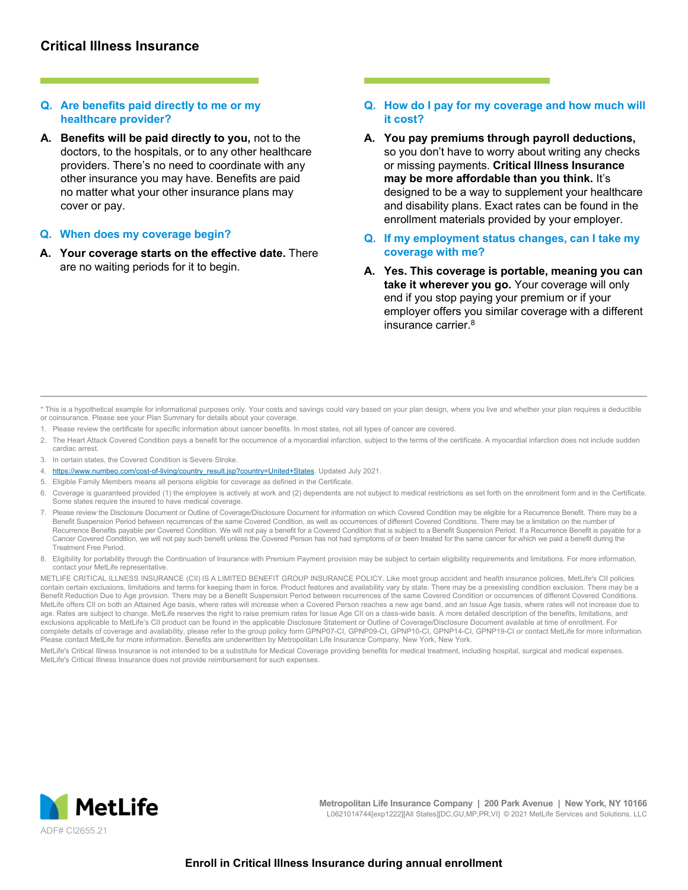## Critical Illness Insurance

**Q. Are benefits paid directly to me or my healthcare provider?**

**A. Benefits will be paid directly to you,** not to the doctors, to the hospitals, or to any other healthcare providers. There's no need to coordinate with any other insurance you may have. Benefits are paid no matter what your other insurance plans may cover or pay.

**Q. When does my coverage begin?**

**A. Your coverage starts on the effective date.** There are no waiting periods for it to begin.

**Q. How do I pay for my coverage and how much will it cost?**

**A. You pay premiums through payroll deductions,** so you don't have to worry about writing any checks or missing payments. **Critical Illness Insurance may be more affordable than you think.** It's designed to be a way to supplement your healthcare and disability plans. Exact rates can be found in the enrollment materials provided by your employer.

**Q. If my employment status changes, can I take my coverage with me?**

**A. Yes. This coverage is portable, meaning you can take it wherever you go.** Your coverage will only end if you stop paying your premium or if your employer offers you similar coverage with a different insurance carrier.[8]

---

* This is a hypothetical example for informational purposes only. Your costs and savings could vary based on your plan design, where you live and whether your plan requires a deductible or coinsurance. Please see your Plan Summary for details about your coverage.

1. Please review the certificate for specific information about cancer benefits. In most states, not all types of cancer are covered.
2. The Heart Attack Covered Condition pays a benefit for the occurrence of a myocardial infarction, subject to the terms of the certificate. A myocardial infarction does not include sudden cardiac arrest.
3. In certain states, the Covered Condition is Severe Stroke.
4. https://www.numbeo.com/cost-of-living/country_result.jsp?country=United+States. Updated July 2021.
5. Eligible Family Members means all persons eligible for coverage as defined in the Certificate.
6. Coverage is guaranteed provided (1) the employee is actively at work and (2) dependents are not subject to medical restrictions as set forth on the enrollment form and in the Certificate. Some states require the insured to have medical coverage.
7. Please review the Disclosure Document or Outline of Coverage/Disclosure Document for information on which Covered Condition may be eligible for a Recurrence Benefit. There may be a Benefit Suspension Period between recurrences of the same Covered Condition, as well as occurrences of different Covered Conditions. There may be a limitation on the number of Recurrence Benefits payable per Covered Condition. We will not pay a benefit for a Covered Condition that is subject to a Benefit Suspension Period. If a Recurrence Benefit is payable for a Cancer Covered Condition, we will not pay such benefit unless the Covered Person has not had symptoms of or been treated for the same cancer for which we paid a benefit during the Treatment Free Period.
8. Eligibility for portability through the Continuation of Insurance with Premium Payment provision may be subject to certain eligibility requirements and limitations. For more information, contact your MetLife representative.

METLIFE CRITICAL ILLNESS INSURANCE (CII) IS A LIMITED BENEFIT GROUP INSURANCE POLICY. Like most group accident and health insurance policies, MetLife's CII policies contain certain exclusions, limitations and terms for keeping them in force. Product features and availability vary by state. There may be a preexisting condition exclusion. There may be a Benefit Reduction Due to Age provision. There may be a Benefit Suspension Period between recurrences of the same Covered Condition or occurrences of different Covered Conditions. MetLife offers CII on both an Attained Age basis, where rates will increase when a Covered Person reaches a new age band, and an Issue Age basis, where rates will not increase due to age. Rates are subject to change. MetLife reserves the right to raise premium rates for Issue Age CII on a class-wide basis. A more detailed description of the benefits, limitations, and exclusions applicable to MetLife's CII product can be found in the applicable Disclosure Statement or Outline of Coverage/Disclosure Document available at time of enrollment. For complete details of coverage and availability, please refer to the group policy form GPNP07-CI, GPNP09-CI, GPNP10-CI, GPNP14-CI, GPNP19-CI or contact MetLife for more information. Please contact MetLife for more information. Benefits are underwritten by Metropolitan Life Insurance Company, New York, New York.

MetLife's Critical Illness Insurance is not intended to be a substitute for Medical Coverage providing benefits for medical treatment, including hospital, surgical and medical expenses. MetLife's Critical Illness Insurance does not provide reimbursement for such expenses.

MetLife

ADF# CI2655.21

**Metropolitan Life Insurance Company | 200 Park Avenue | New York, NY 10166**
L0621014744[exp1222][All States][DC,GU,MP,PR,VI] © 2021 MetLife Services and Solutions, LLC

**Enroll in Critical Illness Insurance during annual enrollment**